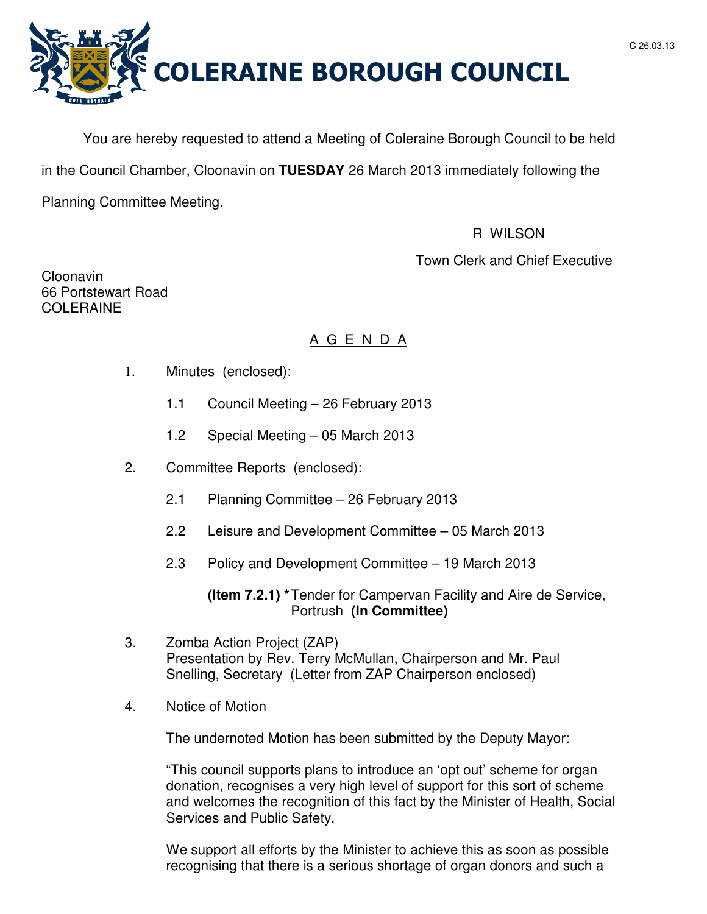# COLERAINE BOROUGH COUNCIL

C 26.03.13

You are hereby requested to attend a Meeting of Coleraine Borough Council to be held in the Council Chamber, Cloonavin on **TUESDAY** 26 March 2013 immediately following the Planning Committee Meeting.

R WILSON

Town Clerk and Chief Executive

Cloonavin
66 Portstewart Road
COLERAINE

## A G E N D A

1. Minutes (enclosed):

   1.1 Council Meeting – 26 February 2013

   1.2 Special Meeting – 05 March 2013

2. Committee Reports (enclosed):

   2.1 Planning Committee – 26 February 2013

   2.2 Leisure and Development Committee – 05 March 2013

   2.3 Policy and Development Committee – 19 March 2013

   **(Item 7.2.1) \*** Tender for Campervan Facility and Aire de Service, Portrush **(In Committee)**

3. Zomba Action Project (ZAP)
   Presentation by Rev. Terry McMullan, Chairperson and Mr. Paul Snelling, Secretary (Letter from ZAP Chairperson enclosed)

4. Notice of Motion

   The undernoted Motion has been submitted by the Deputy Mayor:

   "This council supports plans to introduce an 'opt out' scheme for organ donation, recognises a very high level of support for this sort of scheme and welcomes the recognition of this fact by the Minister of Health, Social Services and Public Safety.

   We support all efforts by the Minister to achieve this as soon as possible recognising that there is a serious shortage of organ donors and such a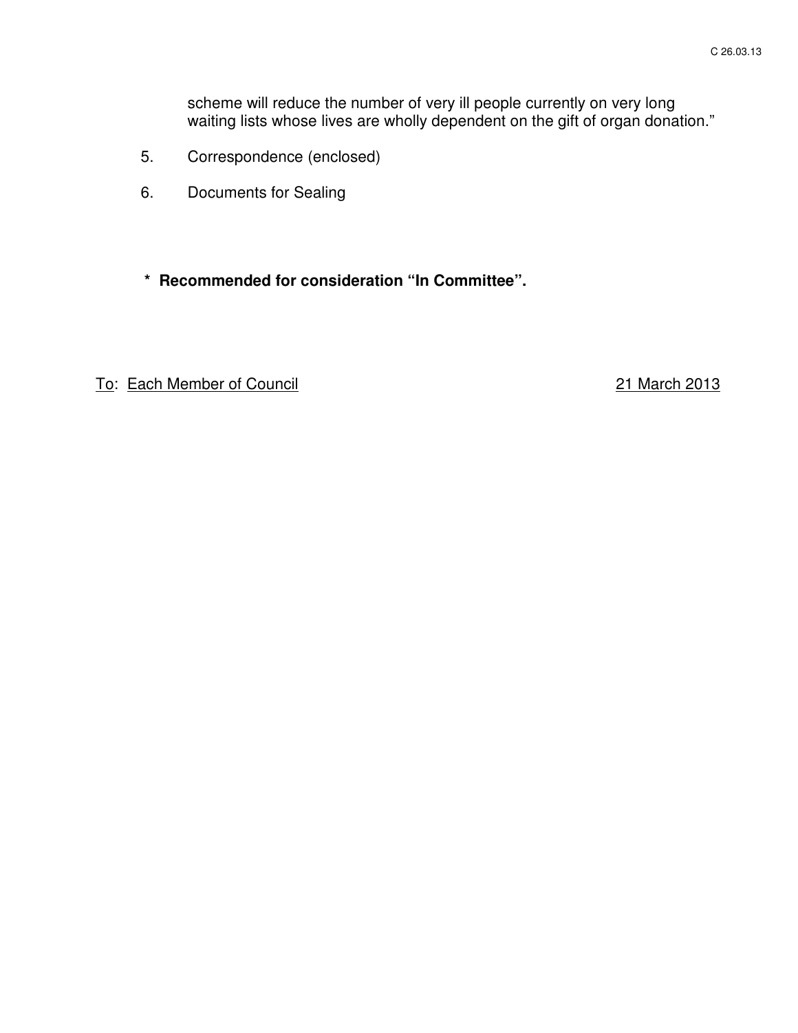scheme will reduce the number of very ill people currently on very long waiting lists whose lives are wholly dependent on the gift of organ donation."

5. Correspondence (enclosed)

6. Documents for Sealing

**\* Recommended for consideration "In Committee".**

<u>To</u>: <u>Each Member of Council</u> <u>21 March 2013</u>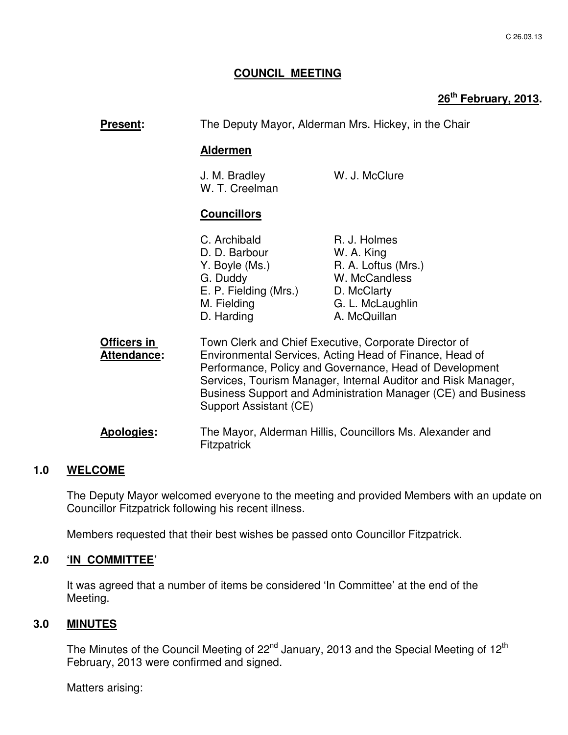## COUNCIL MEETING

**26th February, 2013.**

**Present:** The Deputy Mayor, Alderman Mrs. Hickey, in the Chair

**Aldermen**

J. M. Bradley
W. T. Creelman
W. J. McClure

**Councillors**

C. Archibald
D. D. Barbour
Y. Boyle (Ms.)
G. Duddy
E. P. Fielding (Mrs.)
M. Fielding
D. Harding
R. J. Holmes
W. A. King
R. A. Loftus (Mrs.)
W. McCandless
D. McClarty
G. L. McLaughlin
A. McQuillan

**Officers in Attendance:** Town Clerk and Chief Executive, Corporate Director of Environmental Services, Acting Head of Finance, Head of Performance, Policy and Governance, Head of Development Services, Tourism Manager, Internal Auditor and Risk Manager, Business Support and Administration Manager (CE) and Business Support Assistant (CE)

**Apologies:** The Mayor, Alderman Hillis, Councillors Ms. Alexander and Fitzpatrick

### 1.0 WELCOME

The Deputy Mayor welcomed everyone to the meeting and provided Members with an update on Councillor Fitzpatrick following his recent illness.

Members requested that their best wishes be passed onto Councillor Fitzpatrick.

### 2.0 'IN COMMITTEE'

It was agreed that a number of items be considered 'In Committee' at the end of the Meeting.

### 3.0 MINUTES

The Minutes of the Council Meeting of 22nd January, 2013 and the Special Meeting of 12th February, 2013 were confirmed and signed.

Matters arising: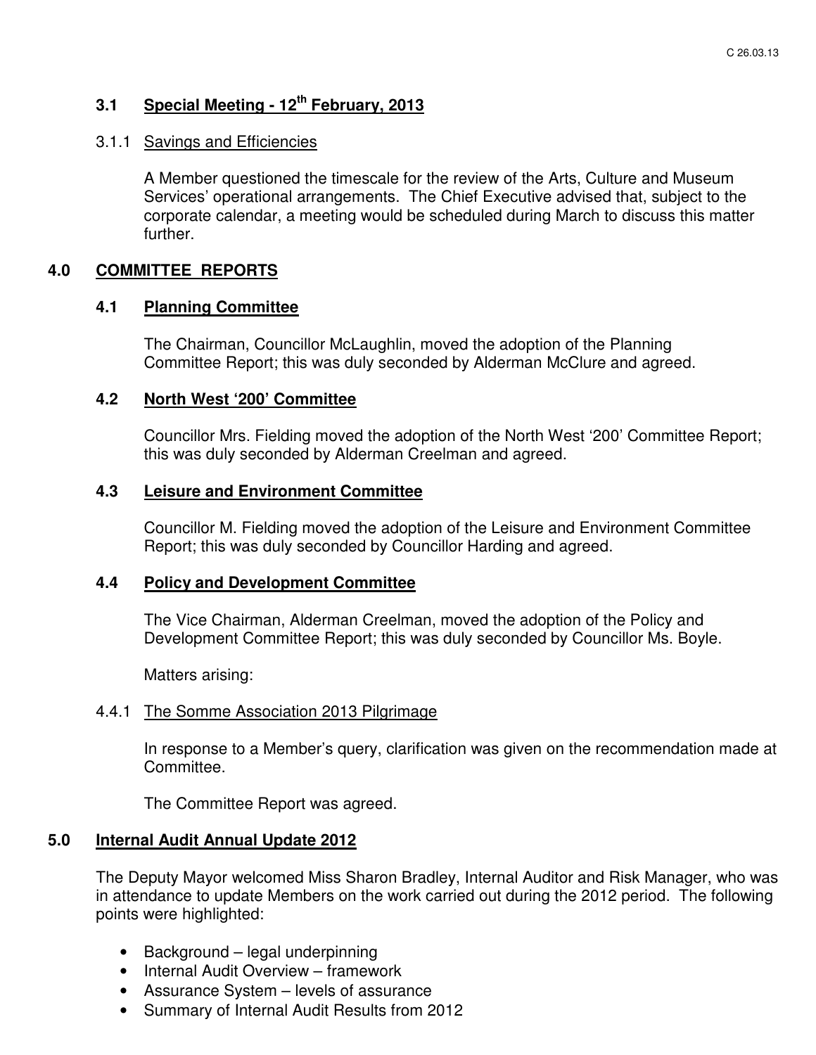### 3.1 Special Meeting - 12th February, 2013

3.1.1 Savings and Efficiencies

A Member questioned the timescale for the review of the Arts, Culture and Museum Services' operational arrangements. The Chief Executive advised that, subject to the corporate calendar, a meeting would be scheduled during March to discuss this matter further.

## 4.0 COMMITTEE REPORTS

### 4.1 Planning Committee

The Chairman, Councillor McLaughlin, moved the adoption of the Planning Committee Report; this was duly seconded by Alderman McClure and agreed.

### 4.2 North West '200' Committee

Councillor Mrs. Fielding moved the adoption of the North West '200' Committee Report; this was duly seconded by Alderman Creelman and agreed.

### 4.3 Leisure and Environment Committee

Councillor M. Fielding moved the adoption of the Leisure and Environment Committee Report; this was duly seconded by Councillor Harding and agreed.

### 4.4 Policy and Development Committee

The Vice Chairman, Alderman Creelman, moved the adoption of the Policy and Development Committee Report; this was duly seconded by Councillor Ms. Boyle.

Matters arising:

4.4.1 The Somme Association 2013 Pilgrimage

In response to a Member's query, clarification was given on the recommendation made at Committee.

The Committee Report was agreed.

## 5.0 Internal Audit Annual Update 2012

The Deputy Mayor welcomed Miss Sharon Bradley, Internal Auditor and Risk Manager, who was in attendance to update Members on the work carried out during the 2012 period. The following points were highlighted:

- Background – legal underpinning
- Internal Audit Overview – framework
- Assurance System – levels of assurance
- Summary of Internal Audit Results from 2012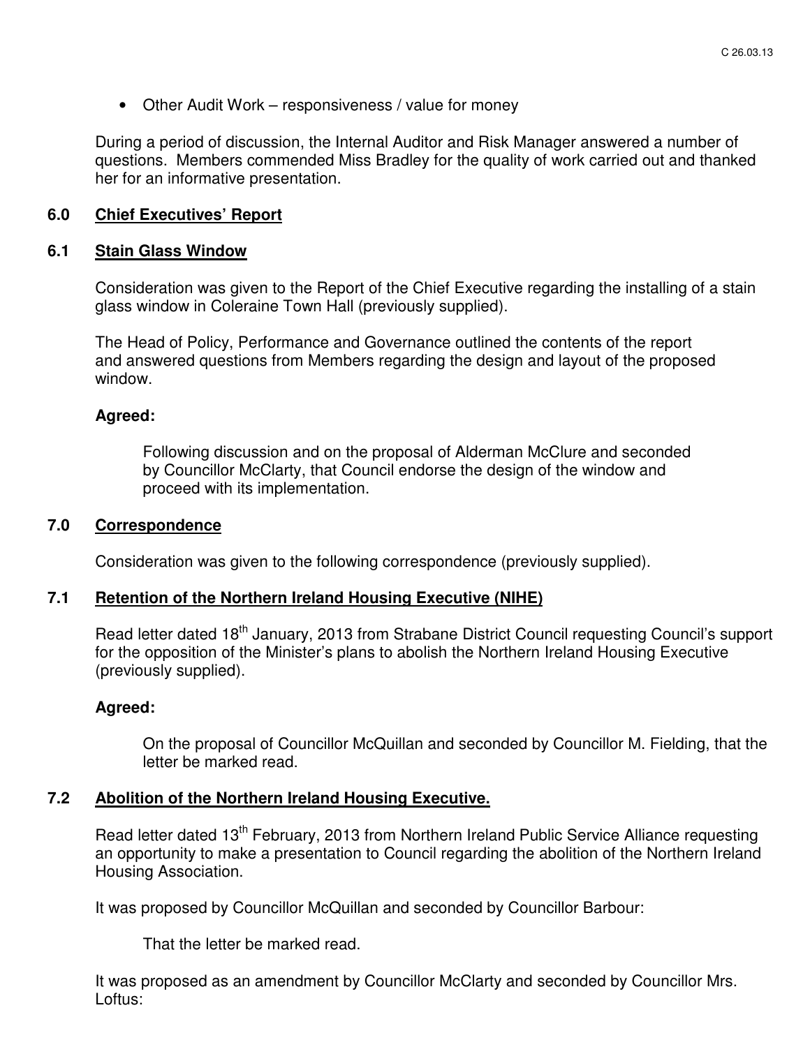- Other Audit Work – responsiveness / value for money

During a period of discussion, the Internal Auditor and Risk Manager answered a number of questions. Members commended Miss Bradley for the quality of work carried out and thanked her for an informative presentation.

## 6.0 Chief Executives' Report

### 6.1 Stain Glass Window

Consideration was given to the Report of the Chief Executive regarding the installing of a stain glass window in Coleraine Town Hall (previously supplied).

The Head of Policy, Performance and Governance outlined the contents of the report and answered questions from Members regarding the design and layout of the proposed window.

**Agreed:**

> Following discussion and on the proposal of Alderman McClure and seconded by Councillor McClarty, that Council endorse the design of the window and proceed with its implementation.

## 7.0 Correspondence

Consideration was given to the following correspondence (previously supplied).

### 7.1 Retention of the Northern Ireland Housing Executive (NIHE)

Read letter dated 18th January, 2013 from Strabane District Council requesting Council's support for the opposition of the Minister's plans to abolish the Northern Ireland Housing Executive (previously supplied).

**Agreed:**

> On the proposal of Councillor McQuillan and seconded by Councillor M. Fielding, that the letter be marked read.

### 7.2 Abolition of the Northern Ireland Housing Executive.

Read letter dated 13th February, 2013 from Northern Ireland Public Service Alliance requesting an opportunity to make a presentation to Council regarding the abolition of the Northern Ireland Housing Association.

It was proposed by Councillor McQuillan and seconded by Councillor Barbour:

> That the letter be marked read.

It was proposed as an amendment by Councillor McClarty and seconded by Councillor Mrs. Loftus: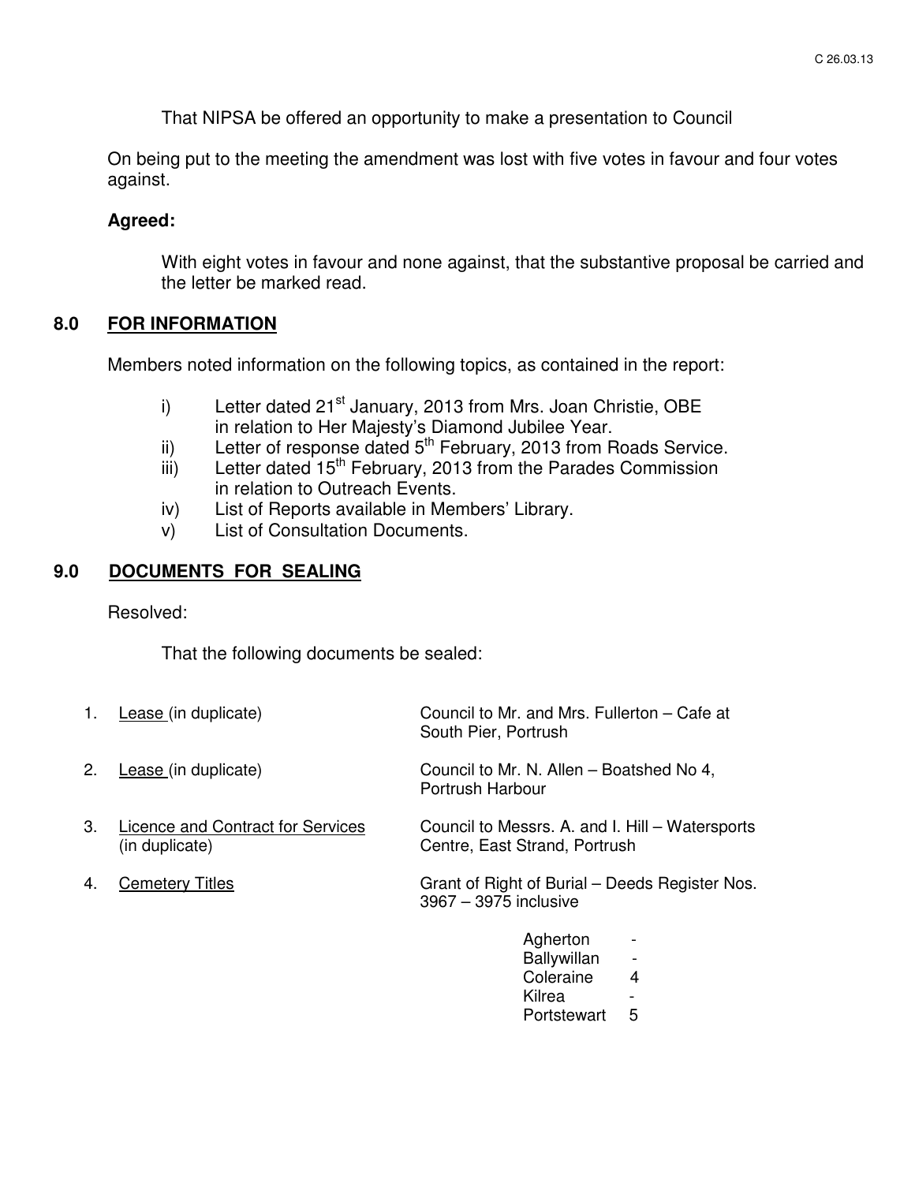That NIPSA be offered an opportunity to make a presentation to Council

On being put to the meeting the amendment was lost with five votes in favour and four votes against.

**Agreed:**

With eight votes in favour and none against, that the substantive proposal be carried and the letter be marked read.

## 8.0 FOR INFORMATION

Members noted information on the following topics, as contained in the report:

i) Letter dated 21st January, 2013 from Mrs. Joan Christie, OBE in relation to Her Majesty's Diamond Jubilee Year.
ii) Letter of response dated 5th February, 2013 from Roads Service.
iii) Letter dated 15th February, 2013 from the Parades Commission in relation to Outreach Events.
iv) List of Reports available in Members' Library.
v) List of Consultation Documents.

## 9.0 DOCUMENTS FOR SEALING

Resolved:

That the following documents be sealed:

1. Lease (in duplicate) — Council to Mr. and Mrs. Fullerton – Cafe at South Pier, Portrush
2. Lease (in duplicate) — Council to Mr. N. Allen – Boatshed No 4, Portrush Harbour
3. Licence and Contract for Services (in duplicate) — Council to Messrs. A. and I. Hill – Watersports Centre, East Strand, Portrush
4. Cemetery Titles — Grant of Right of Burial – Deeds Register Nos. 3967 – 3975 inclusive

| | |
|---|---|
| Agherton | - |
| Ballywillan | - |
| Coleraine | 4 |
| Kilrea | - |
| Portstewart | 5 |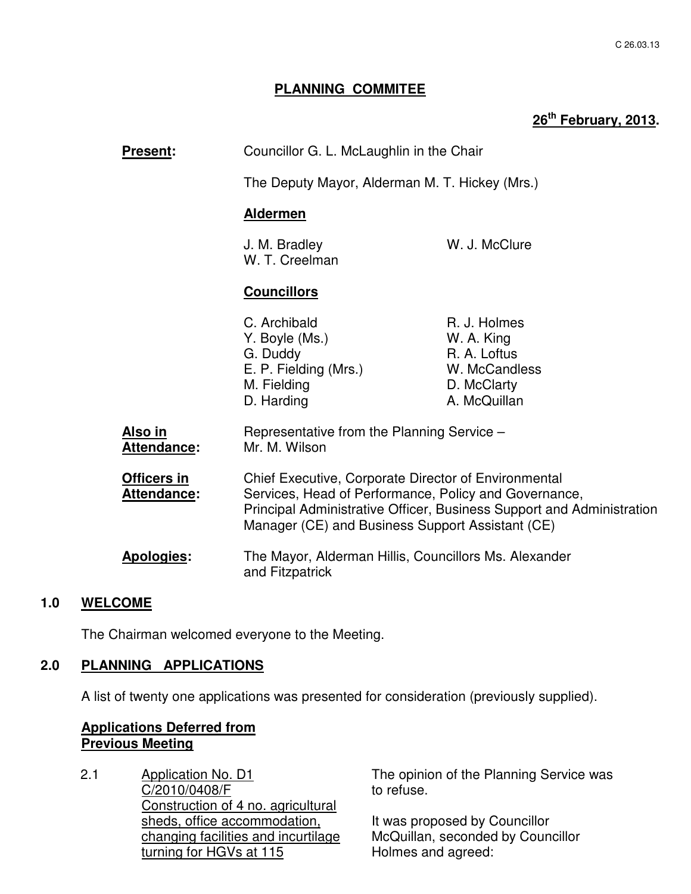# PLANNING COMMITEE

**26th February, 2013.**

**Present:** Councillor G. L. McLaughlin in the Chair

The Deputy Mayor, Alderman M. T. Hickey (Mrs.)

**Aldermen**

J. M. Bradley
W. T. Creelman
W. J. McClure

**Councillors**

C. Archibald
Y. Boyle (Ms.)
G. Duddy
E. P. Fielding (Mrs.)
M. Fielding
D. Harding
R. J. Holmes
W. A. King
R. A. Loftus
W. McCandless
D. McClarty
A. McQuillan

**Also in Attendance:** Representative from the Planning Service – Mr. M. Wilson

**Officers in Attendance:** Chief Executive, Corporate Director of Environmental Services, Head of Performance, Policy and Governance, Principal Administrative Officer, Business Support and Administration Manager (CE) and Business Support Assistant (CE)

**Apologies:** The Mayor, Alderman Hillis, Councillors Ms. Alexander and Fitzpatrick

## 1.0 WELCOME

The Chairman welcomed everyone to the Meeting.

## 2.0 PLANNING APPLICATIONS

A list of twenty one applications was presented for consideration (previously supplied).

**Applications Deferred from Previous Meeting**

2.1 Application No. D1 C/2010/0408/F Construction of 4 no. agricultural sheds, office accommodation, changing facilities and incurtilage turning for HGVs at 115

The opinion of the Planning Service was to refuse.

It was proposed by Councillor McQuillan, seconded by Councillor Holmes and agreed: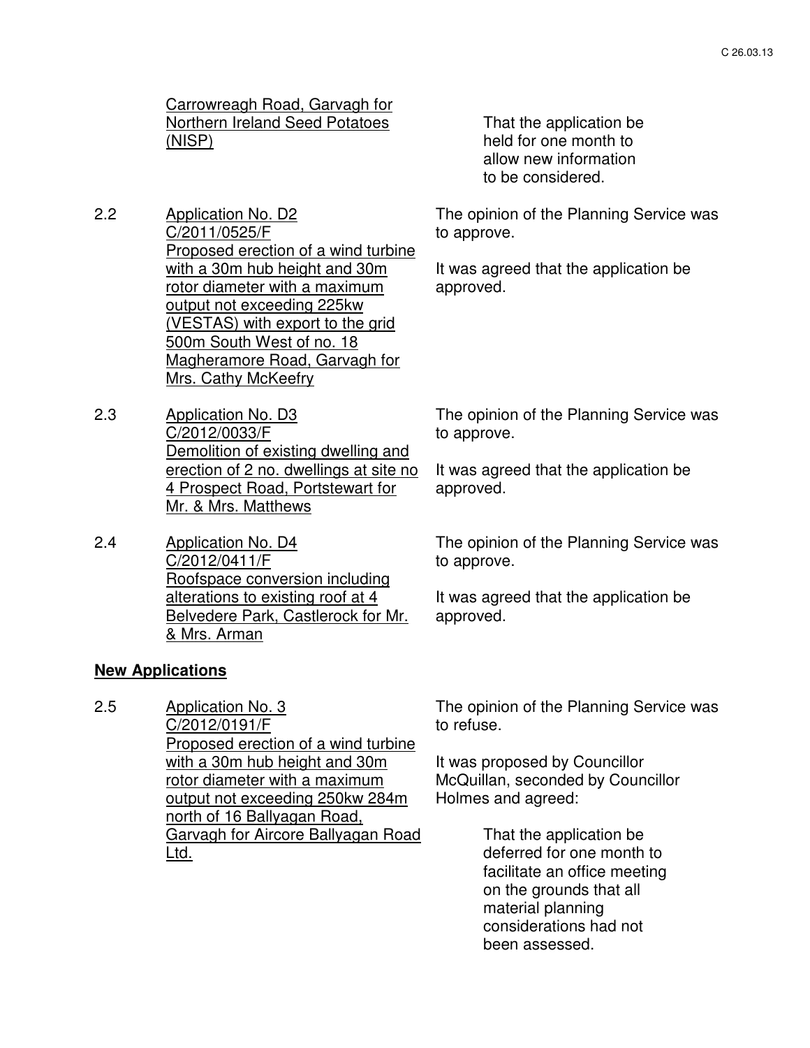Carrowreagh Road, Garvagh for Northern Ireland Seed Potatoes (NISP)

> That the application be held for one month to allow new information to be considered.

2.2 Application No. D2
C/2011/0525/F
Proposed erection of a wind turbine with a 30m hub height and 30m rotor diameter with a maximum output not exceeding 225kw (VESTAS) with export to the grid 500m South West of no. 18 Magheramore Road, Garvagh for Mrs. Cathy McKeefry

The opinion of the Planning Service was to approve.

It was agreed that the application be approved.

2.3 Application No. D3
C/2012/0033/F
Demolition of existing dwelling and erection of 2 no. dwellings at site no 4 Prospect Road, Portstewart for Mr. & Mrs. Matthews

The opinion of the Planning Service was to approve.

It was agreed that the application be approved.

2.4 Application No. D4
C/2012/0411/F
Roofspace conversion including alterations to existing roof at 4 Belvedere Park, Castlerock for Mr. & Mrs. Arman

The opinion of the Planning Service was to approve.

It was agreed that the application be approved.

**New Applications**

2.5 Application No. 3
C/2012/0191/F
Proposed erection of a wind turbine with a 30m hub height and 30m rotor diameter with a maximum output not exceeding 250kw 284m north of 16 Ballyagan Road, Garvagh for Aircore Ballyagan Road Ltd.

The opinion of the Planning Service was to refuse.

It was proposed by Councillor McQuillan, seconded by Councillor Holmes and agreed:

> That the application be deferred for one month to facilitate an office meeting on the grounds that all material planning considerations had not been assessed.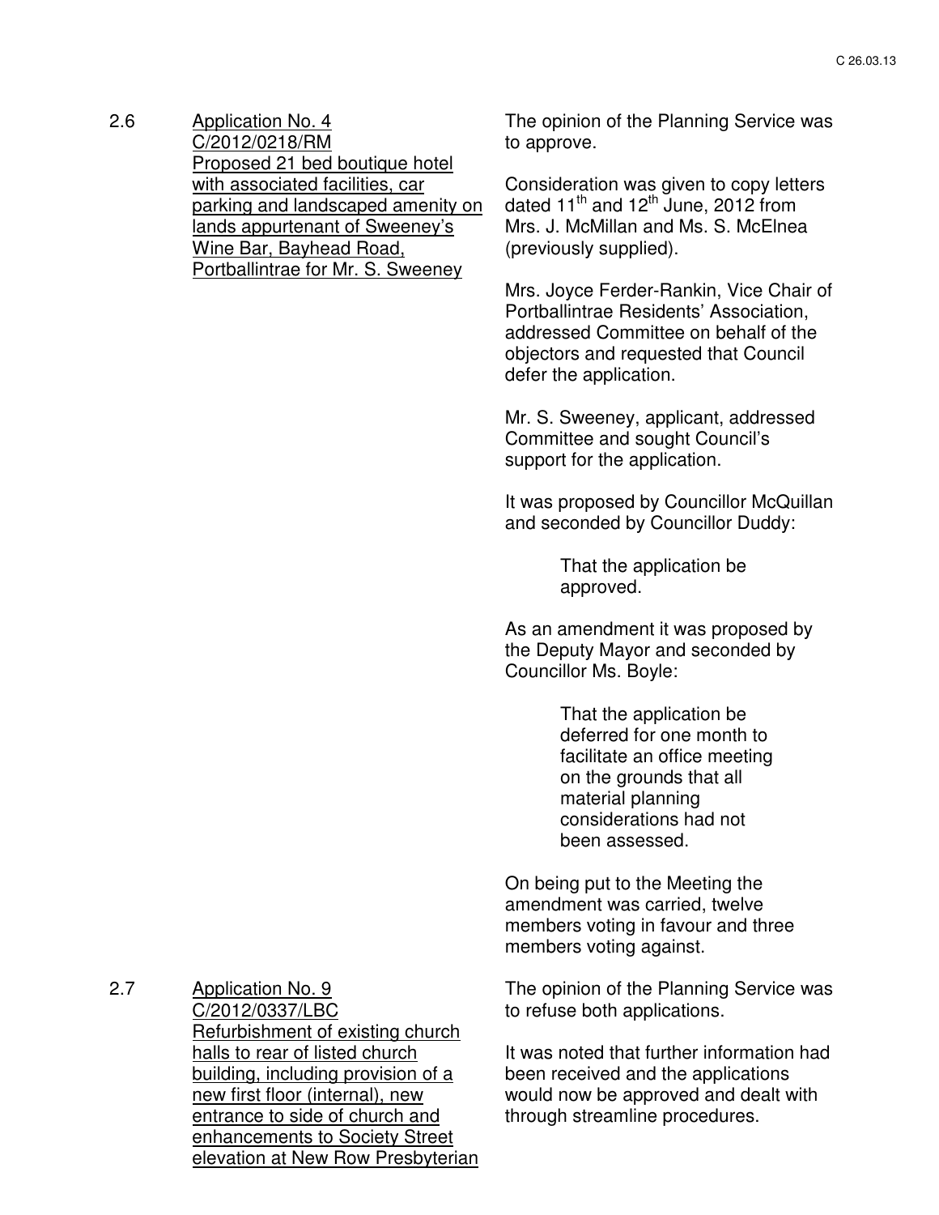2.6 **Application No. 4**
**C/2012/0218/RM**
**Proposed 21 bed boutique hotel with associated facilities, car parking and landscaped amenity on lands appurtenant of Sweeney's Wine Bar, Bayhead Road, Portballintrae for Mr. S. Sweeney**

The opinion of the Planning Service was to approve.

Consideration was given to copy letters dated 11th and 12th June, 2012 from Mrs. J. McMillan and Ms. S. McElnea (previously supplied).

Mrs. Joyce Ferder-Rankin, Vice Chair of Portballintrae Residents' Association, addressed Committee on behalf of the objectors and requested that Council defer the application.

Mr. S. Sweeney, applicant, addressed Committee and sought Council's support for the application.

It was proposed by Councillor McQuillan and seconded by Councillor Duddy:

> That the application be approved.

As an amendment it was proposed by the Deputy Mayor and seconded by Councillor Ms. Boyle:

> That the application be deferred for one month to facilitate an office meeting on the grounds that all material planning considerations had not been assessed.

On being put to the Meeting the amendment was carried, twelve members voting in favour and three members voting against.

2.7 **Application No. 9**
**C/2012/0337/LBC**
**Refurbishment of existing church halls to rear of listed church building, including provision of a new first floor (internal), new entrance to side of church and enhancements to Society Street elevation at New Row Presbyterian**

The opinion of the Planning Service was to refuse both applications.

It was noted that further information had been received and the applications would now be approved and dealt with through streamline procedures.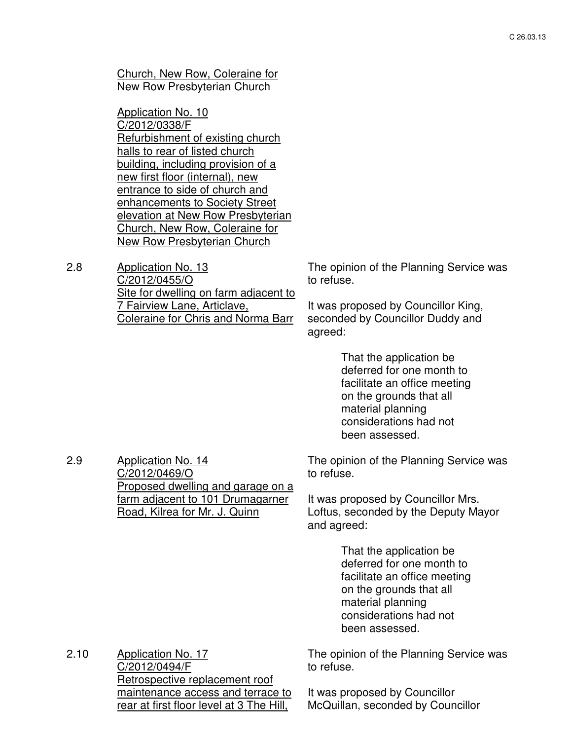Church, New Row, Coleraine for New Row Presbyterian Church

Application No. 10
C/2012/0338/F
Refurbishment of existing church halls to rear of listed church building, including provision of a new first floor (internal), new entrance to side of church and enhancements to Society Street elevation at New Row Presbyterian Church, New Row, Coleraine for New Row Presbyterian Church

2.8 Application No. 13
C/2012/0455/O
Site for dwelling on farm adjacent to 7 Fairview Lane, Articlave, Coleraine for Chris and Norma Barr

The opinion of the Planning Service was to refuse.

It was proposed by Councillor King, seconded by Councillor Duddy and agreed:

> That the application be deferred for one month to facilitate an office meeting on the grounds that all material planning considerations had not been assessed.

2.9 Application No. 14
C/2012/0469/O
Proposed dwelling and garage on a farm adjacent to 101 Drumagarner Road, Kilrea for Mr. J. Quinn

The opinion of the Planning Service was to refuse.

It was proposed by Councillor Mrs. Loftus, seconded by the Deputy Mayor and agreed:

> That the application be deferred for one month to facilitate an office meeting on the grounds that all material planning considerations had not been assessed.

2.10 Application No. 17
C/2012/0494/F
Retrospective replacement roof maintenance access and terrace to rear at first floor level at 3 The Hill,

The opinion of the Planning Service was to refuse.

It was proposed by Councillor McQuillan, seconded by Councillor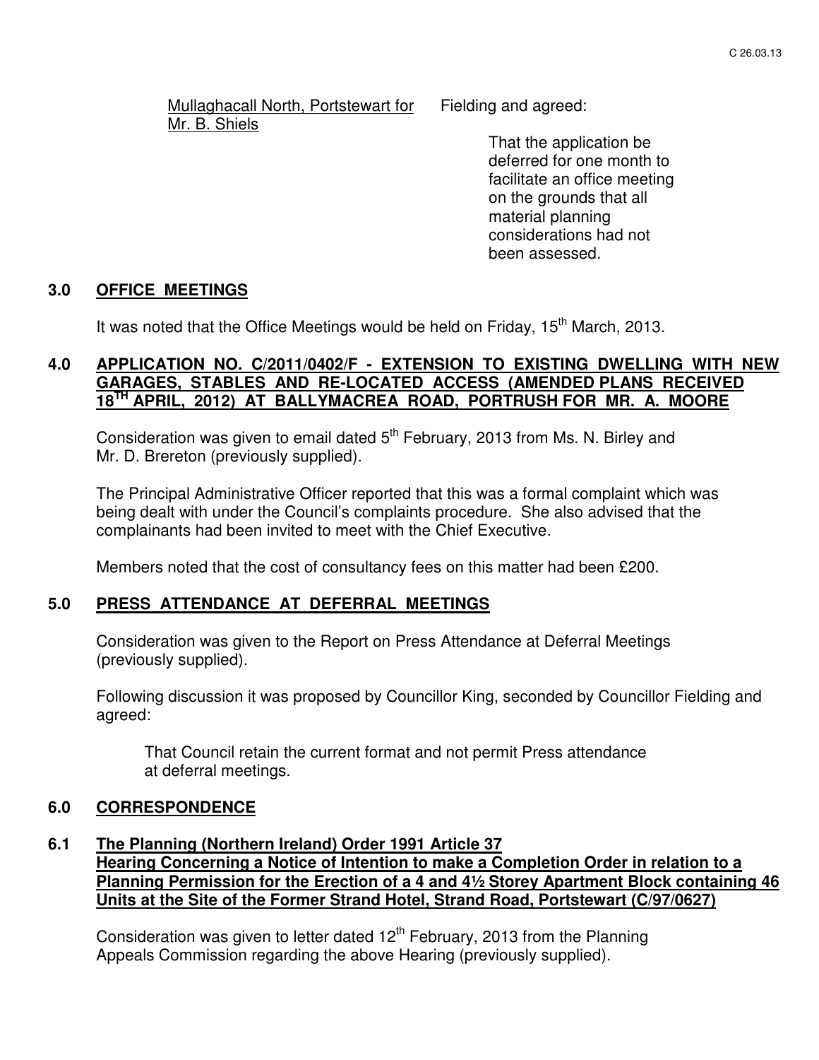Mullaghacall North, Portstewart for Mr. B. Shiels

Fielding and agreed:

> That the application be deferred for one month to facilitate an office meeting on the grounds that all material planning considerations had not been assessed.

## 3.0 OFFICE MEETINGS

It was noted that the Office Meetings would be held on Friday, 15th March, 2013.

## 4.0 APPLICATION NO. C/2011/0402/F - EXTENSION TO EXISTING DWELLING WITH NEW GARAGES, STABLES AND RE-LOCATED ACCESS (AMENDED PLANS RECEIVED 18TH APRIL, 2012) AT BALLYMACREA ROAD, PORTRUSH FOR MR. A. MOORE

Consideration was given to email dated 5th February, 2013 from Ms. N. Birley and Mr. D. Brereton (previously supplied).

The Principal Administrative Officer reported that this was a formal complaint which was being dealt with under the Council's complaints procedure. She also advised that the complainants had been invited to meet with the Chief Executive.

Members noted that the cost of consultancy fees on this matter had been £200.

## 5.0 PRESS ATTENDANCE AT DEFERRAL MEETINGS

Consideration was given to the Report on Press Attendance at Deferral Meetings (previously supplied).

Following discussion it was proposed by Councillor King, seconded by Councillor Fielding and agreed:

> That Council retain the current format and not permit Press attendance at deferral meetings.

## 6.0 CORRESPONDENCE

### 6.1 The Planning (Northern Ireland) Order 1991 Article 37 Hearing Concerning a Notice of Intention to make a Completion Order in relation to a Planning Permission for the Erection of a 4 and 4½ Storey Apartment Block containing 46 Units at the Site of the Former Strand Hotel, Strand Road, Portstewart (C/97/0627)

Consideration was given to letter dated 12th February, 2013 from the Planning Appeals Commission regarding the above Hearing (previously supplied).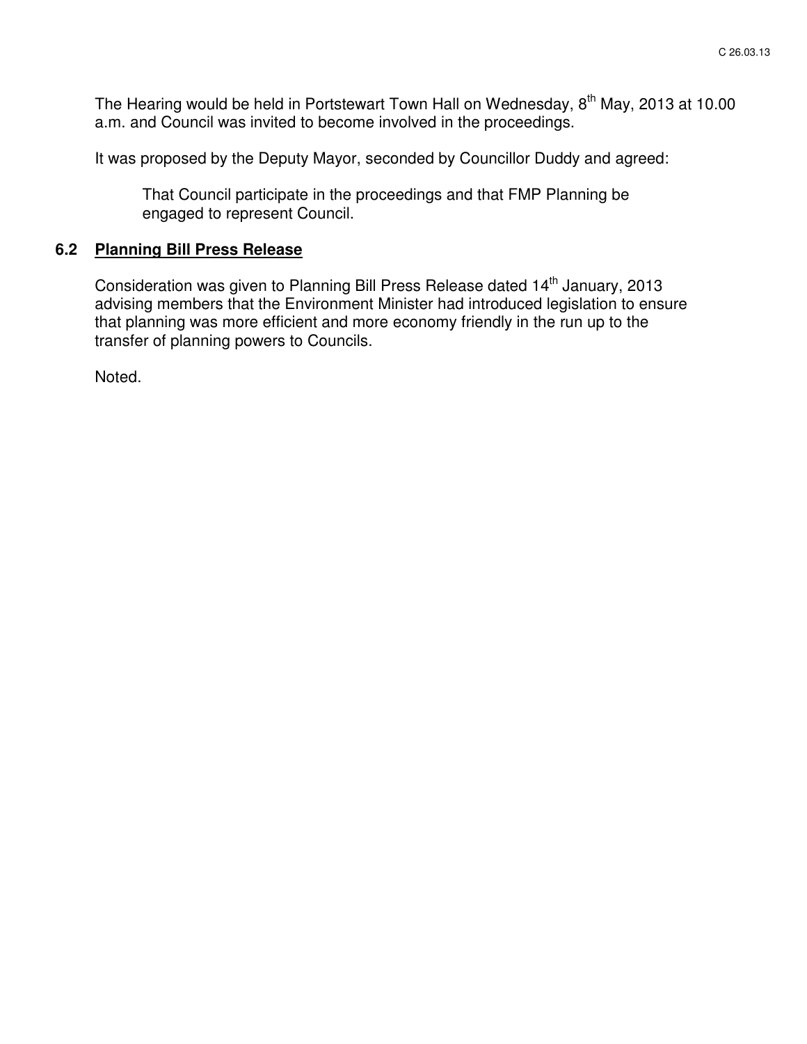The Hearing would be held in Portstewart Town Hall on Wednesday, 8th May, 2013 at 10.00 a.m. and Council was invited to become involved in the proceedings.

It was proposed by the Deputy Mayor, seconded by Councillor Duddy and agreed:

> That Council participate in the proceedings and that FMP Planning be engaged to represent Council.

### 6.2 Planning Bill Press Release

Consideration was given to Planning Bill Press Release dated 14th January, 2013 advising members that the Environment Minister had introduced legislation to ensure that planning was more efficient and more economy friendly in the run up to the transfer of planning powers to Councils.

Noted.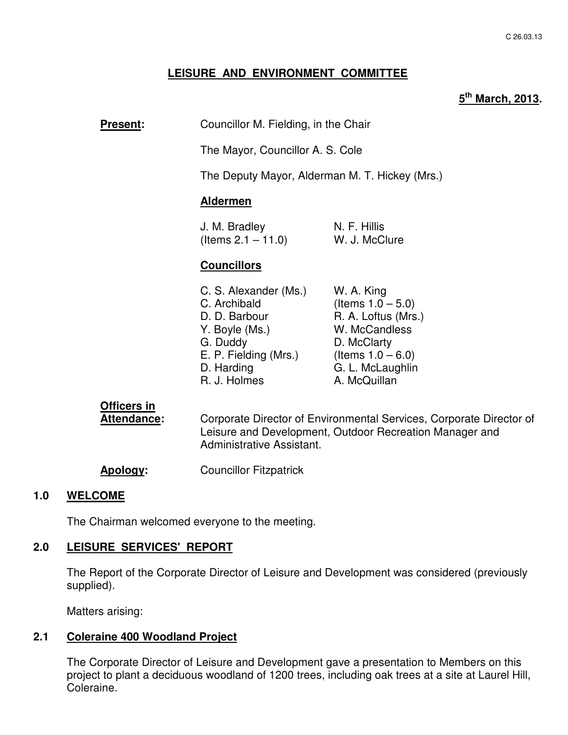C 26.03.13

# LEISURE AND ENVIRONMENT COMMITTEE

**5th March, 2013.**

**Present:** Councillor M. Fielding, in the Chair

The Mayor, Councillor A. S. Cole

The Deputy Mayor, Alderman M. T. Hickey (Mrs.)

**Aldermen**

J. M. Bradley (Items 2.1 – 11.0)
N. F. Hillis
W. J. McClure

**Councillors**

C. S. Alexander (Ms.)
C. Archibald
D. D. Barbour
Y. Boyle (Ms.)
G. Duddy
E. P. Fielding (Mrs.)
D. Harding
R. J. Holmes
W. A. King (Items 1.0 – 5.0)
R. A. Loftus (Mrs.)
W. McCandless
D. McClarty (Items 1.0 – 6.0)
G. L. McLaughlin
A. McQuillan

**Officers in Attendance:** Corporate Director of Environmental Services, Corporate Director of Leisure and Development, Outdoor Recreation Manager and Administrative Assistant.

**Apology:** Councillor Fitzpatrick

## 1.0 WELCOME

The Chairman welcomed everyone to the meeting.

## 2.0 LEISURE SERVICES' REPORT

The Report of the Corporate Director of Leisure and Development was considered (previously supplied).

Matters arising:

### 2.1 Coleraine 400 Woodland Project

The Corporate Director of Leisure and Development gave a presentation to Members on this project to plant a deciduous woodland of 1200 trees, including oak trees at a site at Laurel Hill, Coleraine.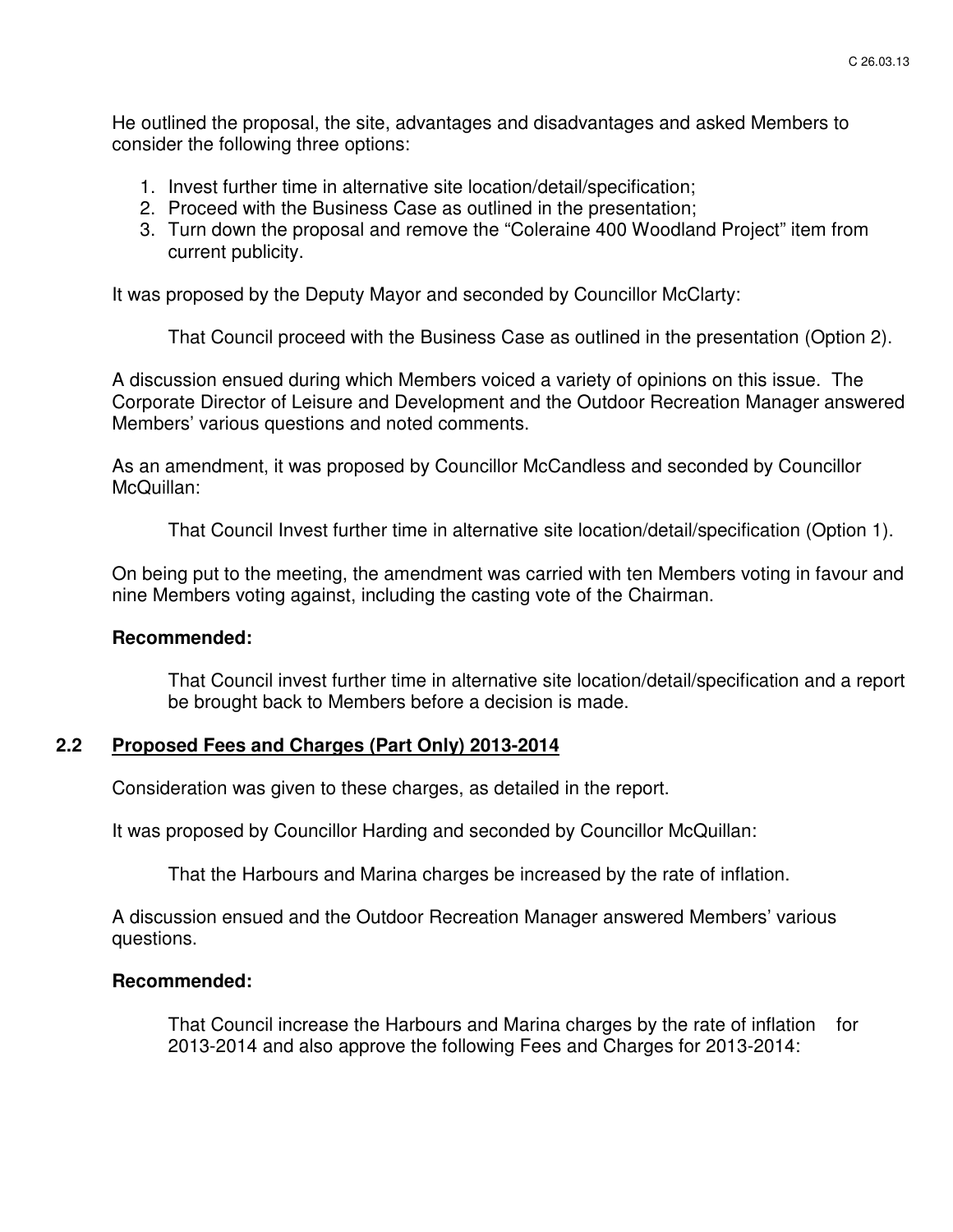He outlined the proposal, the site, advantages and disadvantages and asked Members to consider the following three options:

1. Invest further time in alternative site location/detail/specification;
2. Proceed with the Business Case as outlined in the presentation;
3. Turn down the proposal and remove the "Coleraine 400 Woodland Project" item from current publicity.

It was proposed by the Deputy Mayor and seconded by Councillor McClarty:

> That Council proceed with the Business Case as outlined in the presentation (Option 2).

A discussion ensued during which Members voiced a variety of opinions on this issue. The Corporate Director of Leisure and Development and the Outdoor Recreation Manager answered Members' various questions and noted comments.

As an amendment, it was proposed by Councillor McCandless and seconded by Councillor McQuillan:

> That Council Invest further time in alternative site location/detail/specification (Option 1).

On being put to the meeting, the amendment was carried with ten Members voting in favour and nine Members voting against, including the casting vote of the Chairman.

**Recommended:**

> That Council invest further time in alternative site location/detail/specification and a report be brought back to Members before a decision is made.

## 2.2 Proposed Fees and Charges (Part Only) 2013-2014

Consideration was given to these charges, as detailed in the report.

It was proposed by Councillor Harding and seconded by Councillor McQuillan:

> That the Harbours and Marina charges be increased by the rate of inflation.

A discussion ensued and the Outdoor Recreation Manager answered Members' various questions.

**Recommended:**

> That Council increase the Harbours and Marina charges by the rate of inflation for 2013-2014 and also approve the following Fees and Charges for 2013-2014: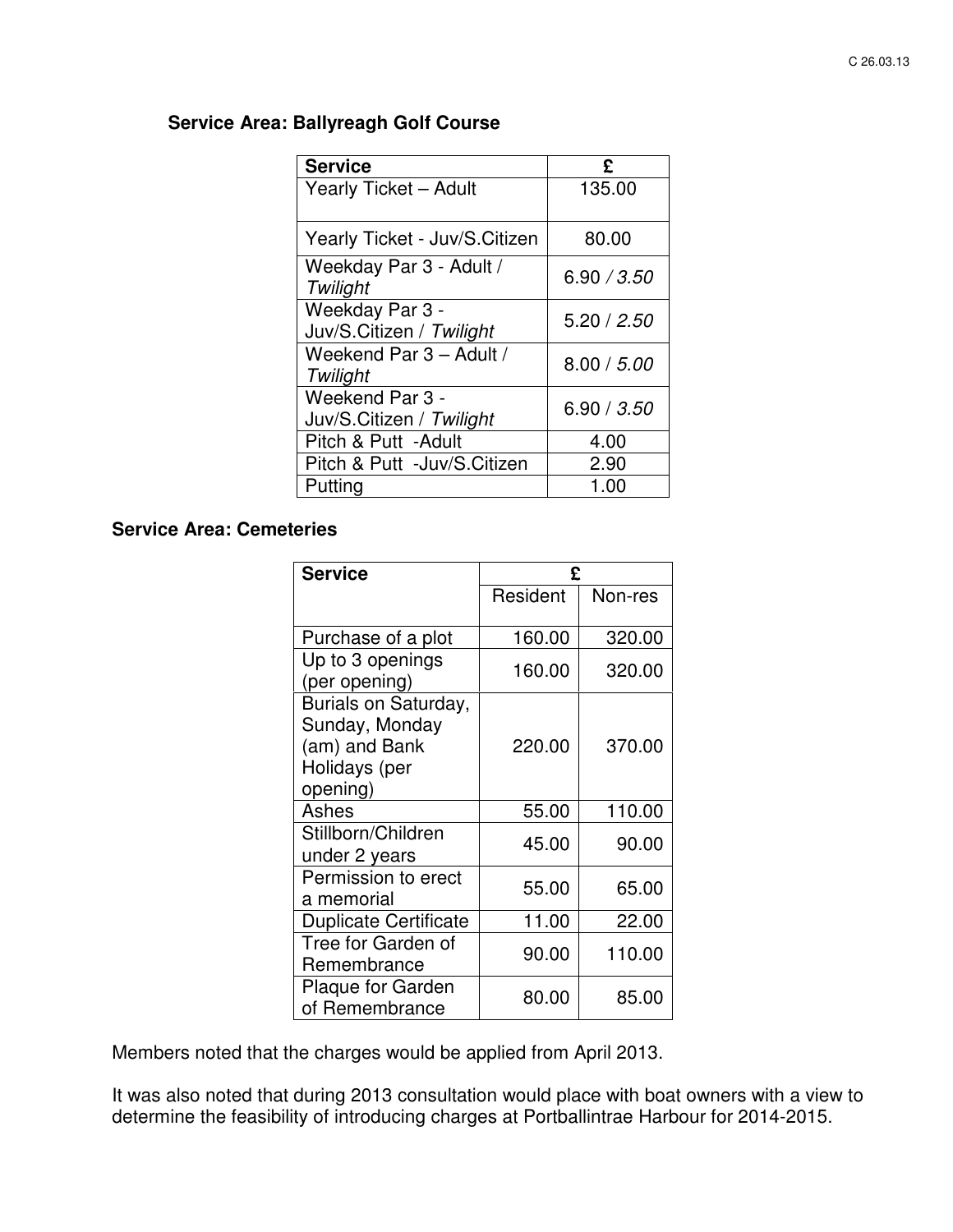**Service Area: Ballyreagh Golf Course**

| Service | £ |
|---|---|
| Yearly Ticket – Adult | 135.00 |
| Yearly Ticket - Juv/S.Citizen | 80.00 |
| Weekday Par 3 - Adult / *Twilight* | 6.90 / *3.50* |
| Weekday Par 3 - Juv/S.Citizen / *Twilight* | 5.20 / *2.50* |
| Weekend Par 3 – Adult / *Twilight* | 8.00 / *5.00* |
| Weekend Par 3 - Juv/S.Citizen / *Twilight* | 6.90 / *3.50* |
| Pitch & Putt -Adult | 4.00 |
| Pitch & Putt -Juv/S.Citizen | 2.90 |
| Putting | 1.00 |

**Service Area: Cemeteries**

| Service | £ | |
|---|---|---|
| | Resident | Non-res |
| Purchase of a plot | 160.00 | 320.00 |
| Up to 3 openings (per opening) | 160.00 | 320.00 |
| Burials on Saturday, Sunday, Monday (am) and Bank Holidays (per opening) | 220.00 | 370.00 |
| Ashes | 55.00 | 110.00 |
| Stillborn/Children under 2 years | 45.00 | 90.00 |
| Permission to erect a memorial | 55.00 | 65.00 |
| Duplicate Certificate | 11.00 | 22.00 |
| Tree for Garden of Remembrance | 90.00 | 110.00 |
| Plaque for Garden of Remembrance | 80.00 | 85.00 |

Members noted that the charges would be applied from April 2013.

It was also noted that during 2013 consultation would place with boat owners with a view to determine the feasibility of introducing charges at Portballintrae Harbour for 2014-2015.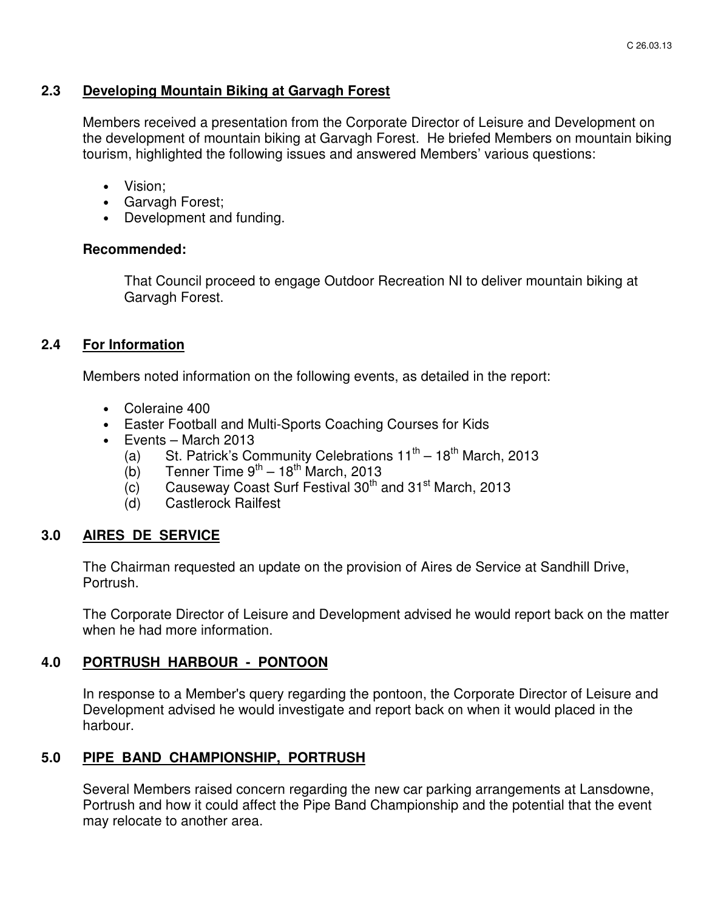### 2.3 Developing Mountain Biking at Garvagh Forest

Members received a presentation from the Corporate Director of Leisure and Development on the development of mountain biking at Garvagh Forest. He briefed Members on mountain biking tourism, highlighted the following issues and answered Members' various questions:

- Vision;
- Garvagh Forest;
- Development and funding.

**Recommended:**

That Council proceed to engage Outdoor Recreation NI to deliver mountain biking at Garvagh Forest.

### 2.4 For Information

Members noted information on the following events, as detailed in the report:

- Coleraine 400
- Easter Football and Multi-Sports Coaching Courses for Kids
- Events – March 2013
  - (a) St. Patrick's Community Celebrations 11th – 18th March, 2013
  - (b) Tenner Time 9th – 18th March, 2013
  - (c) Causeway Coast Surf Festival 30th and 31st March, 2013
  - (d) Castlerock Railfest

## 3.0 AIRES DE SERVICE

The Chairman requested an update on the provision of Aires de Service at Sandhill Drive, Portrush.

The Corporate Director of Leisure and Development advised he would report back on the matter when he had more information.

## 4.0 PORTRUSH HARBOUR - PONTOON

In response to a Member's query regarding the pontoon, the Corporate Director of Leisure and Development advised he would investigate and report back on when it would placed in the harbour.

## 5.0 PIPE BAND CHAMPIONSHIP, PORTRUSH

Several Members raised concern regarding the new car parking arrangements at Lansdowne, Portrush and how it could affect the Pipe Band Championship and the potential that the event may relocate to another area.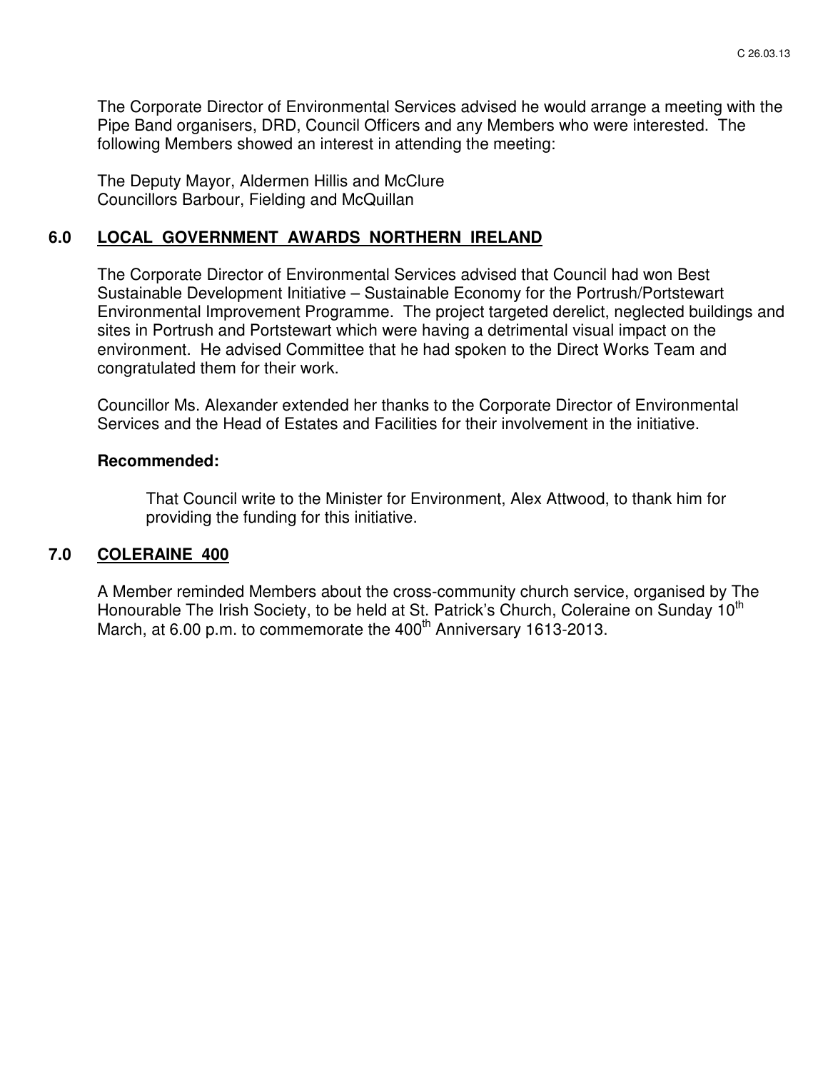The Corporate Director of Environmental Services advised he would arrange a meeting with the Pipe Band organisers, DRD, Council Officers and any Members who were interested. The following Members showed an interest in attending the meeting:

The Deputy Mayor, Aldermen Hillis and McClure
Councillors Barbour, Fielding and McQuillan

## 6.0 LOCAL GOVERNMENT AWARDS NORTHERN IRELAND

The Corporate Director of Environmental Services advised that Council had won Best Sustainable Development Initiative – Sustainable Economy for the Portrush/Portstewart Environmental Improvement Programme. The project targeted derelict, neglected buildings and sites in Portrush and Portstewart which were having a detrimental visual impact on the environment. He advised Committee that he had spoken to the Direct Works Team and congratulated them for their work.

Councillor Ms. Alexander extended her thanks to the Corporate Director of Environmental Services and the Head of Estates and Facilities for their involvement in the initiative.

**Recommended:**

> That Council write to the Minister for Environment, Alex Attwood, to thank him for providing the funding for this initiative.

## 7.0 COLERAINE 400

A Member reminded Members about the cross-community church service, organised by The Honourable The Irish Society, to be held at St. Patrick's Church, Coleraine on Sunday 10th March, at 6.00 p.m. to commemorate the 400th Anniversary 1613-2013.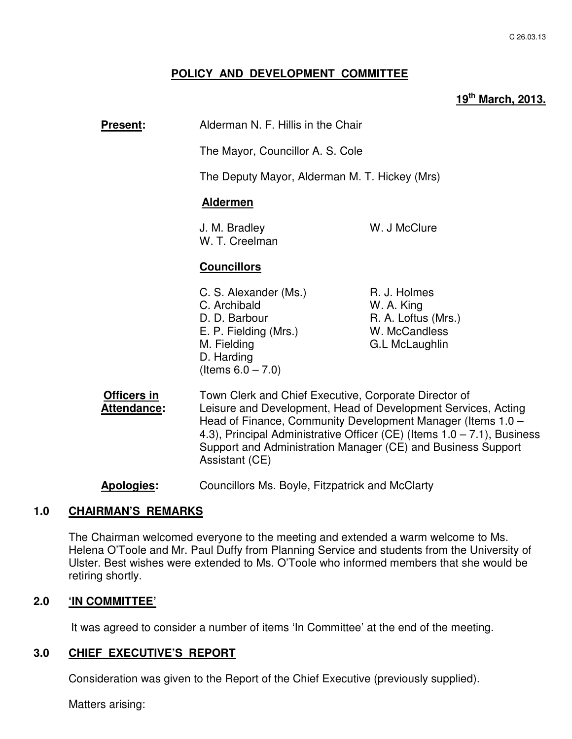C 26.03.13

**POLICY AND DEVELOPMENT COMMITTEE**

**19th March, 2013.**

**Present:** Alderman N. F. Hillis in the Chair

The Mayor, Councillor A. S. Cole

The Deputy Mayor, Alderman M. T. Hickey (Mrs)

**Aldermen**

J. M. Bradley
W. T. Creelman
W. J McClure

**Councillors**

C. S. Alexander (Ms.)
C. Archibald
D. D. Barbour
E. P. Fielding (Mrs.)
M. Fielding
D. Harding
(Items 6.0 – 7.0)
R. J. Holmes
W. A. King
R. A. Loftus (Mrs.)
W. McCandless
G.L McLaughlin

**Officers in Attendance:** Town Clerk and Chief Executive, Corporate Director of Leisure and Development, Head of Development Services, Acting Head of Finance, Community Development Manager (Items 1.0 – 4.3), Principal Administrative Officer (CE) (Items 1.0 – 7.1), Business Support and Administration Manager (CE) and Business Support Assistant (CE)

**Apologies:** Councillors Ms. Boyle, Fitzpatrick and McClarty

## 1.0 CHAIRMAN'S REMARKS

The Chairman welcomed everyone to the meeting and extended a warm welcome to Ms. Helena O'Toole and Mr. Paul Duffy from Planning Service and students from the University of Ulster. Best wishes were extended to Ms. O'Toole who informed members that she would be retiring shortly.

## 2.0 'IN COMMITTEE'

It was agreed to consider a number of items 'In Committee' at the end of the meeting.

## 3.0 CHIEF EXECUTIVE'S REPORT

Consideration was given to the Report of the Chief Executive (previously supplied).

Matters arising: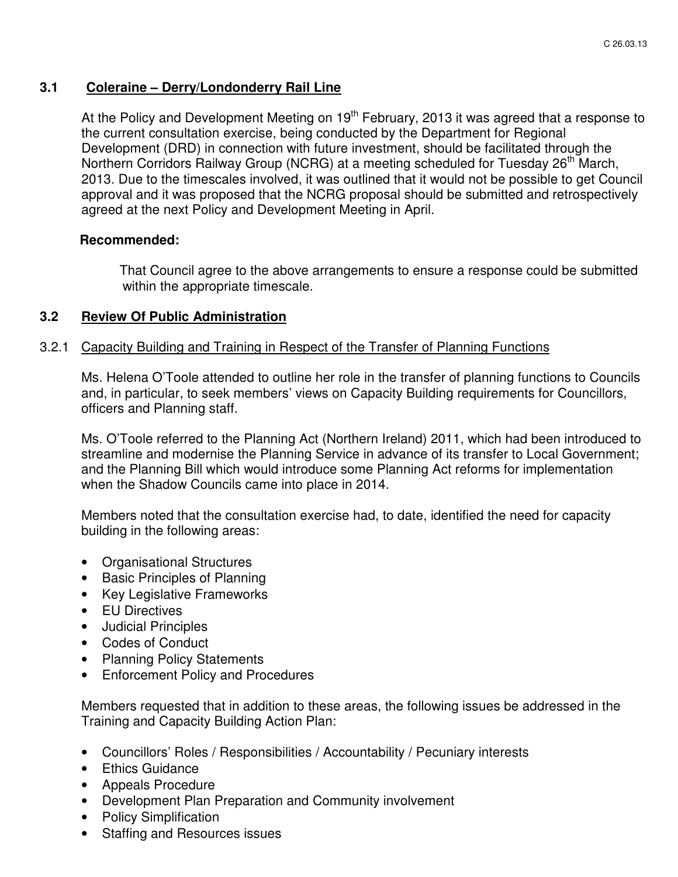### 3.1 Coleraine – Derry/Londonderry Rail Line

At the Policy and Development Meeting on 19th February, 2013 it was agreed that a response to the current consultation exercise, being conducted by the Department for Regional Development (DRD) in connection with future investment, should be facilitated through the Northern Corridors Railway Group (NCRG) at a meeting scheduled for Tuesday 26th March, 2013. Due to the timescales involved, it was outlined that it would not be possible to get Council approval and it was proposed that the NCRG proposal should be submitted and retrospectively agreed at the next Policy and Development Meeting in April.

**Recommended:**

That Council agree to the above arrangements to ensure a response could be submitted within the appropriate timescale.

### 3.2 Review Of Public Administration

3.2.1 Capacity Building and Training in Respect of the Transfer of Planning Functions

Ms. Helena O'Toole attended to outline her role in the transfer of planning functions to Councils and, in particular, to seek members' views on Capacity Building requirements for Councillors, officers and Planning staff.

Ms. O'Toole referred to the Planning Act (Northern Ireland) 2011, which had been introduced to streamline and modernise the Planning Service in advance of its transfer to Local Government; and the Planning Bill which would introduce some Planning Act reforms for implementation when the Shadow Councils came into place in 2014.

Members noted that the consultation exercise had, to date, identified the need for capacity building in the following areas:

- Organisational Structures
- Basic Principles of Planning
- Key Legislative Frameworks
- EU Directives
- Judicial Principles
- Codes of Conduct
- Planning Policy Statements
- Enforcement Policy and Procedures

Members requested that in addition to these areas, the following issues be addressed in the Training and Capacity Building Action Plan:

- Councillors' Roles / Responsibilities / Accountability / Pecuniary interests
- Ethics Guidance
- Appeals Procedure
- Development Plan Preparation and Community involvement
- Policy Simplification
- Staffing and Resources issues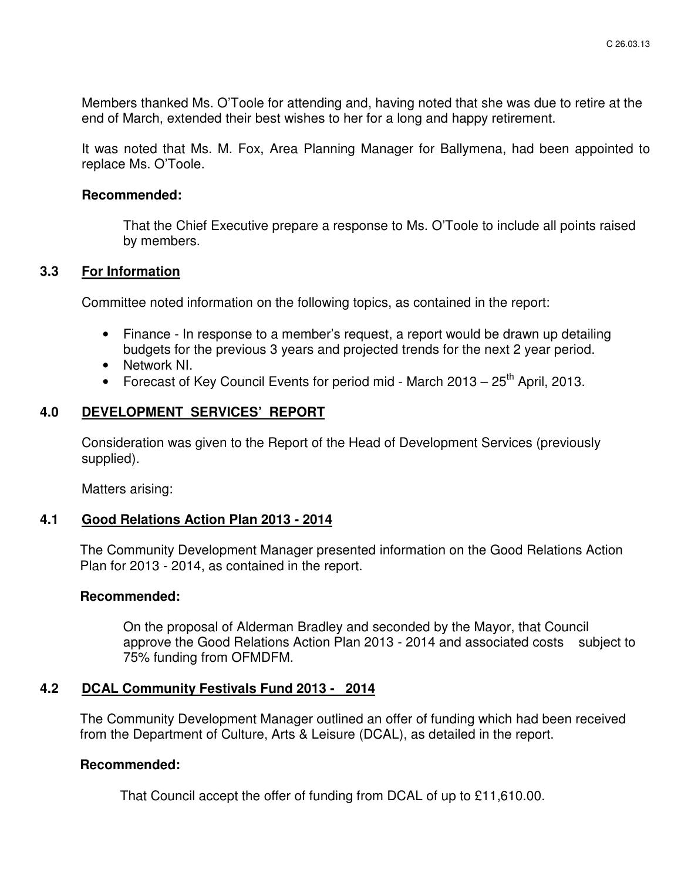Members thanked Ms. O'Toole for attending and, having noted that she was due to retire at the end of March, extended their best wishes to her for a long and happy retirement.

It was noted that Ms. M. Fox, Area Planning Manager for Ballymena, had been appointed to replace Ms. O'Toole.

**Recommended:**

That the Chief Executive prepare a response to Ms. O'Toole to include all points raised by members.

## 3.3 For Information

Committee noted information on the following topics, as contained in the report:

- Finance - In response to a member's request, a report would be drawn up detailing budgets for the previous 3 years and projected trends for the next 2 year period.
- Network NI.
- Forecast of Key Council Events for period mid - March 2013 – 25th April, 2013.

## 4.0 DEVELOPMENT SERVICES' REPORT

Consideration was given to the Report of the Head of Development Services (previously supplied).

Matters arising:

## 4.1 Good Relations Action Plan 2013 - 2014

The Community Development Manager presented information on the Good Relations Action Plan for 2013 - 2014, as contained in the report.

**Recommended:**

On the proposal of Alderman Bradley and seconded by the Mayor, that Council approve the Good Relations Action Plan 2013 - 2014 and associated costs subject to 75% funding from OFMDFM.

## 4.2 DCAL Community Festivals Fund 2013 - 2014

The Community Development Manager outlined an offer of funding which had been received from the Department of Culture, Arts & Leisure (DCAL), as detailed in the report.

**Recommended:**

That Council accept the offer of funding from DCAL of up to £11,610.00.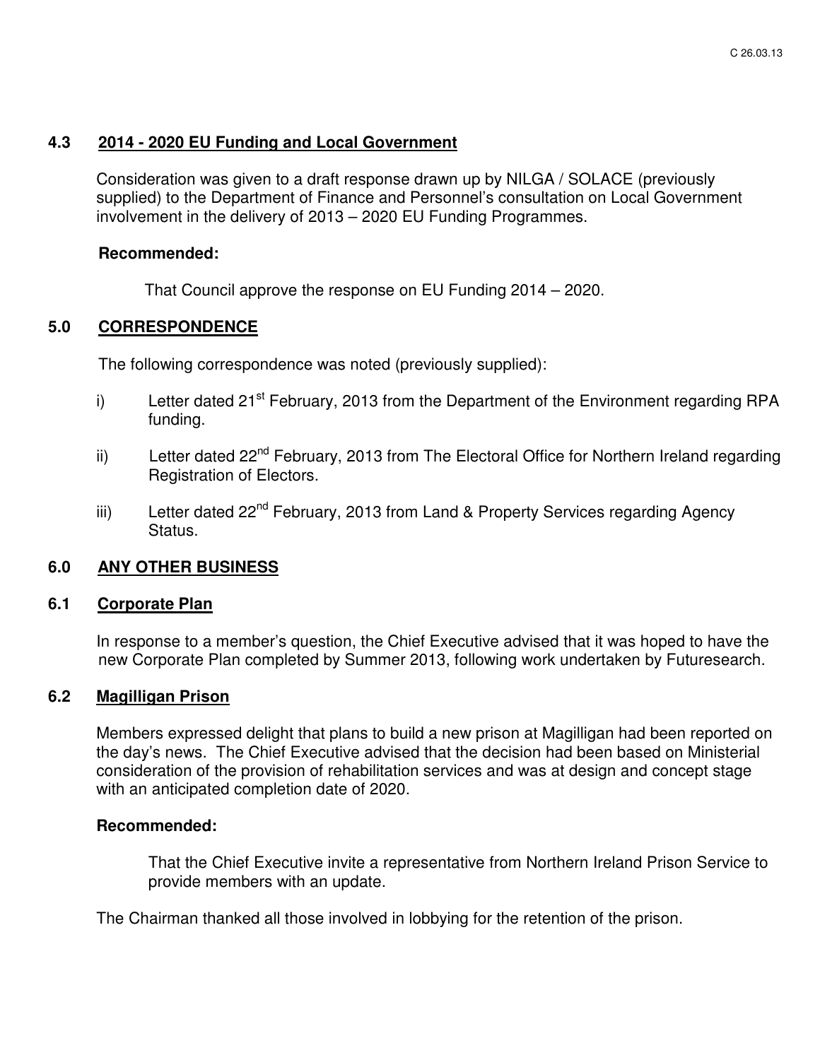### 4.3 2014 - 2020 EU Funding and Local Government

Consideration was given to a draft response drawn up by NILGA / SOLACE (previously supplied) to the Department of Finance and Personnel's consultation on Local Government involvement in the delivery of 2013 – 2020 EU Funding Programmes.

**Recommended:**

That Council approve the response on EU Funding 2014 – 2020.

## 5.0 CORRESPONDENCE

The following correspondence was noted (previously supplied):

i) Letter dated 21st February, 2013 from the Department of the Environment regarding RPA funding.

ii) Letter dated 22nd February, 2013 from The Electoral Office for Northern Ireland regarding Registration of Electors.

iii) Letter dated 22nd February, 2013 from Land & Property Services regarding Agency Status.

## 6.0 ANY OTHER BUSINESS

### 6.1 Corporate Plan

In response to a member's question, the Chief Executive advised that it was hoped to have the new Corporate Plan completed by Summer 2013, following work undertaken by Futuresearch.

### 6.2 Magilligan Prison

Members expressed delight that plans to build a new prison at Magilligan had been reported on the day's news. The Chief Executive advised that the decision had been based on Ministerial consideration of the provision of rehabilitation services and was at design and concept stage with an anticipated completion date of 2020.

**Recommended:**

That the Chief Executive invite a representative from Northern Ireland Prison Service to provide members with an update.

The Chairman thanked all those involved in lobbying for the retention of the prison.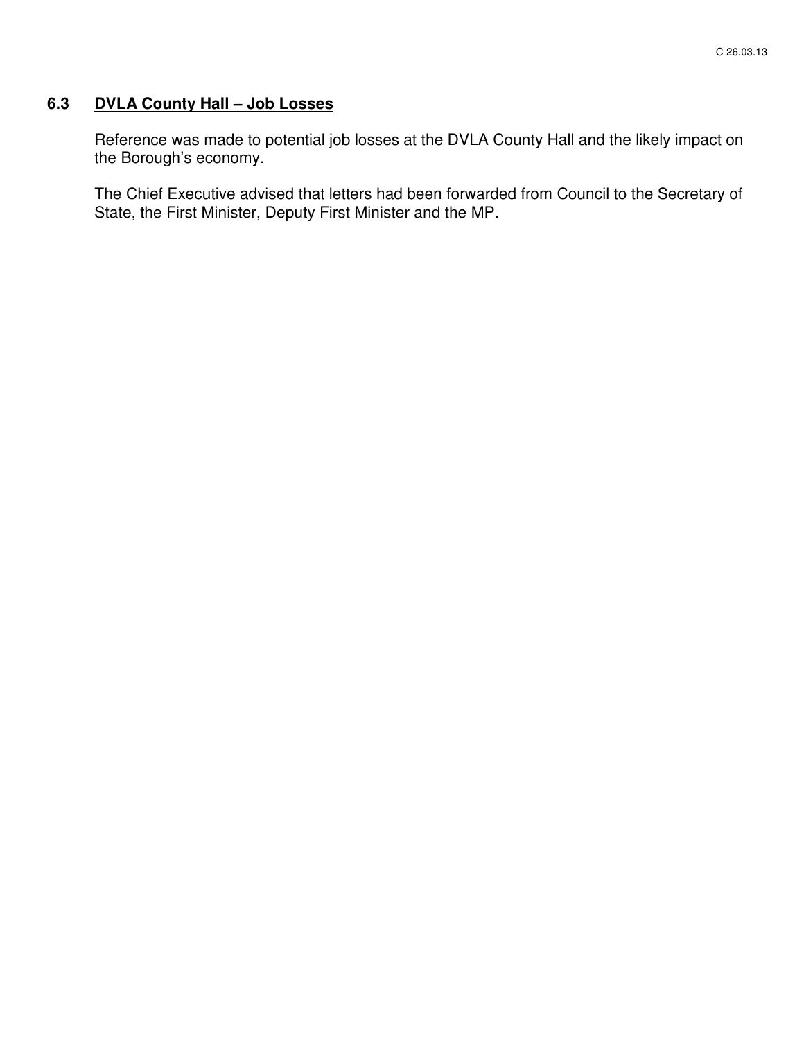### 6.3 DVLA County Hall – Job Losses

Reference was made to potential job losses at the DVLA County Hall and the likely impact on the Borough's economy.

The Chief Executive advised that letters had been forwarded from Council to the Secretary of State, the First Minister, Deputy First Minister and the MP.